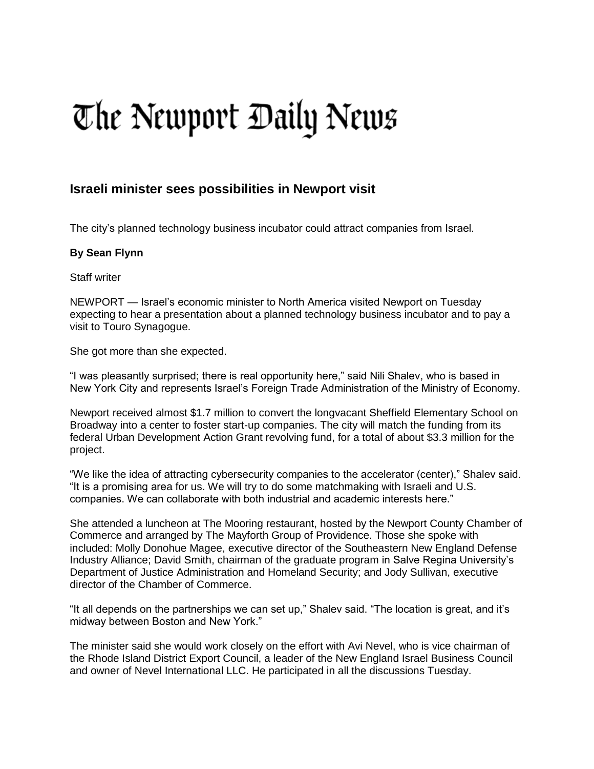# The Newport Daily News

## Israeli minister sees possibilities in Newport visit

The city's planned technology business incubator could attract companies from Israel.

**By Sean Flynn**

Staff writer

NEWPORT — Israel's economic minister to North America visited Newport on Tuesday expecting to hear a presentation about a planned technology business incubator and to pay a visit to Touro Synagogue.

She got more than she expected.

"I was pleasantly surprised; there is real opportunity here," said Nili Shalev, who is based in New York City and represents Israel's Foreign Trade Administration of the Ministry of Economy.

Newport received almost $1.7 million to convert the longvacant Sheffield Elementary School on Broadway into a center to foster start-up companies. The city will match the funding from its federal Urban Development Action Grant revolving fund, for a total of about $3.3 million for the project.

"We like the idea of attracting cybersecurity companies to the accelerator (center)," Shalev said. "It is a promising area for us. We will try to do some matchmaking with Israeli and U.S. companies. We can collaborate with both industrial and academic interests here."

She attended a luncheon at The Mooring restaurant, hosted by the Newport County Chamber of Commerce and arranged by The Mayforth Group of Providence. Those she spoke with included: Molly Donohue Magee, executive director of the Southeastern New England Defense Industry Alliance; David Smith, chairman of the graduate program in Salve Regina University's Department of Justice Administration and Homeland Security; and Jody Sullivan, executive director of the Chamber of Commerce.

"It all depends on the partnerships we can set up," Shalev said. "The location is great, and it's midway between Boston and New York."

The minister said she would work closely on the effort with Avi Nevel, who is vice chairman of the Rhode Island District Export Council, a leader of the New England Israel Business Council and owner of Nevel International LLC. He participated in all the discussions Tuesday.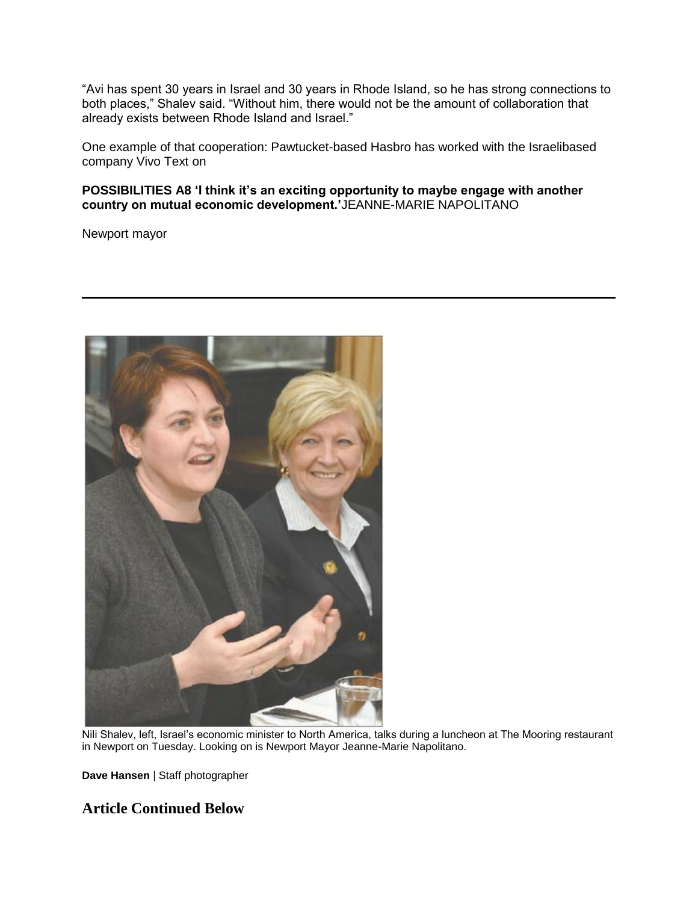"Avi has spent 30 years in Israel and 30 years in Rhode Island, so he has strong connections to both places," Shalev said. "Without him, there would not be the amount of collaboration that already exists between Rhode Island and Israel."

One example of that cooperation: Pawtucket-based Hasbro has worked with the Israelibased company Vivo Text on

**POSSIBILITIES A8 'I think it's an exciting opportunity to maybe engage with another country on mutual economic development.'** JEANNE-MARIE NAPOLITANO

Newport mayor

---

Nili Shalev, left, Israel's economic minister to North America, talks during a luncheon at The Mooring restaurant in Newport on Tuesday. Looking on is Newport Mayor Jeanne-Marie Napolitano.

**Dave Hansen** | Staff photographer

## Article Continued Below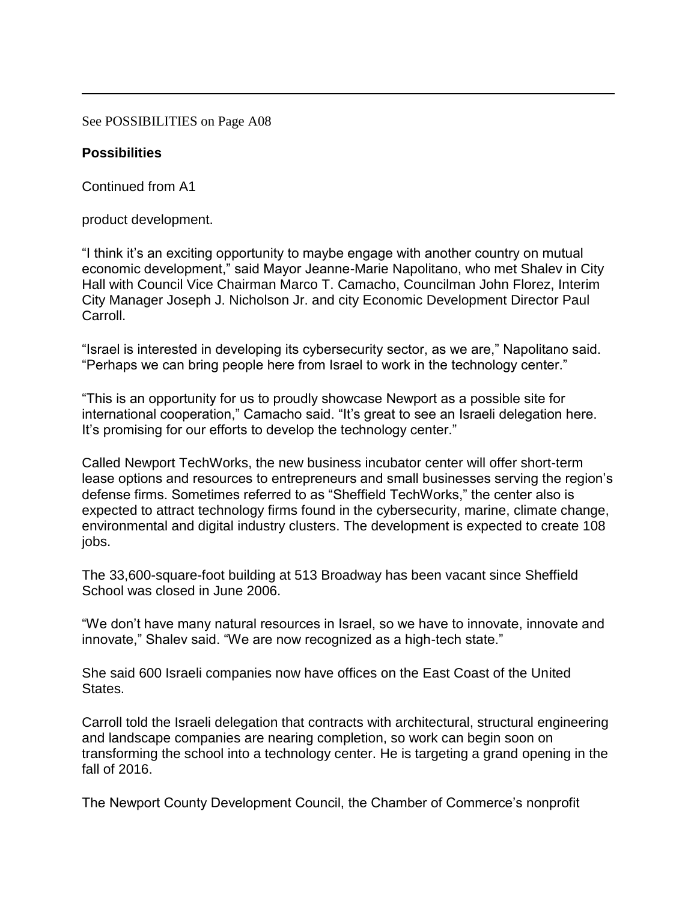---

See POSSIBILITIES on Page A08

**Possibilities**

Continued from A1

product development.

"I think it's an exciting opportunity to maybe engage with another country on mutual economic development," said Mayor Jeanne-Marie Napolitano, who met Shalev in City Hall with Council Vice Chairman Marco T. Camacho, Councilman John Florez, Interim City Manager Joseph J. Nicholson Jr. and city Economic Development Director Paul Carroll.

"Israel is interested in developing its cybersecurity sector, as we are," Napolitano said. "Perhaps we can bring people here from Israel to work in the technology center."

"This is an opportunity for us to proudly showcase Newport as a possible site for international cooperation," Camacho said. "It's great to see an Israeli delegation here. It's promising for our efforts to develop the technology center."

Called Newport TechWorks, the new business incubator center will offer short-term lease options and resources to entrepreneurs and small businesses serving the region's defense firms. Sometimes referred to as "Sheffield TechWorks," the center also is expected to attract technology firms found in the cybersecurity, marine, climate change, environmental and digital industry clusters. The development is expected to create 108 jobs.

The 33,600-square-foot building at 513 Broadway has been vacant since Sheffield School was closed in June 2006.

"We don't have many natural resources in Israel, so we have to innovate, innovate and innovate," Shalev said. "We are now recognized as a high-tech state."

She said 600 Israeli companies now have offices on the East Coast of the United States.

Carroll told the Israeli delegation that contracts with architectural, structural engineering and landscape companies are nearing completion, so work can begin soon on transforming the school into a technology center. He is targeting a grand opening in the fall of 2016.

The Newport County Development Council, the Chamber of Commerce's nonprofit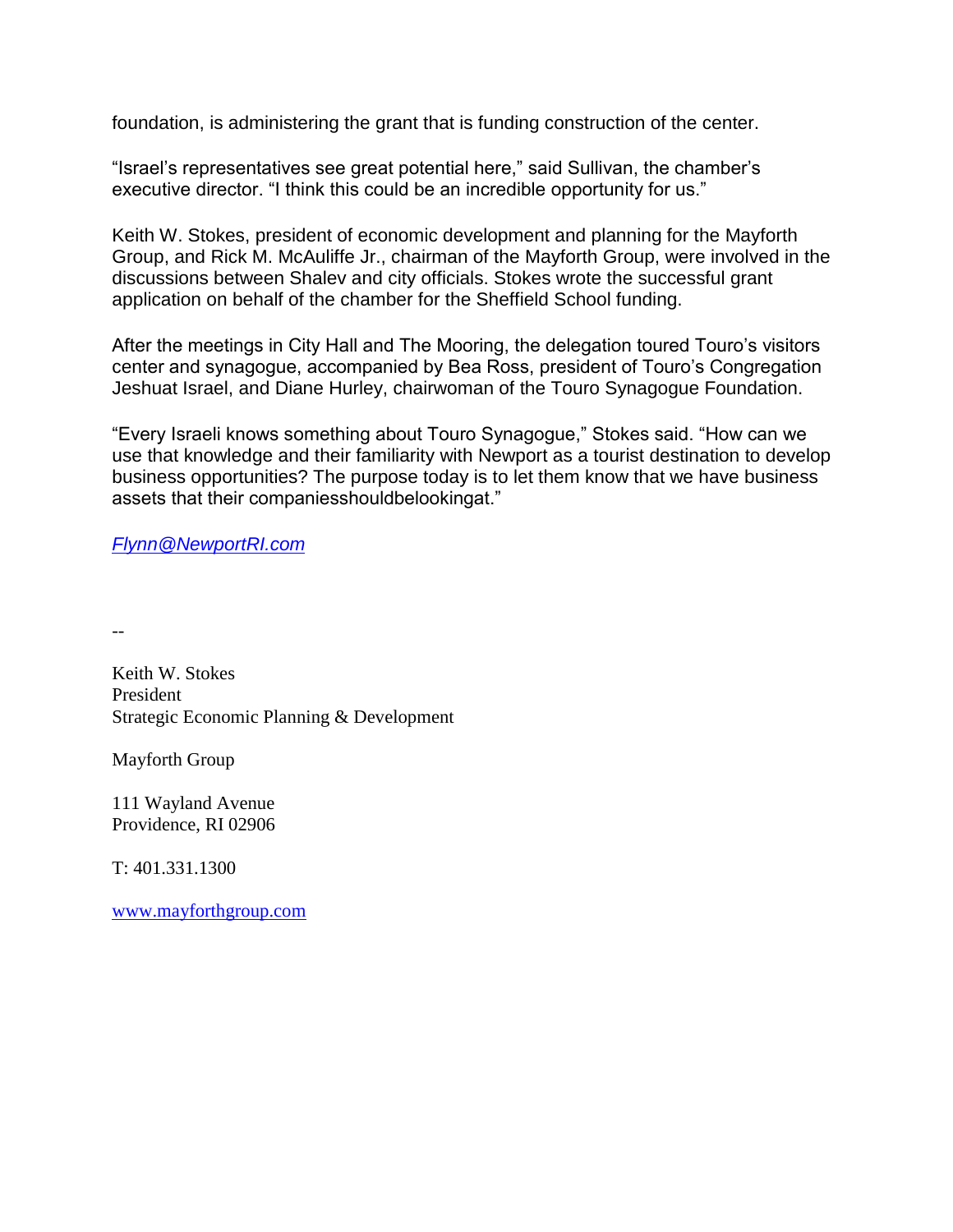foundation, is administering the grant that is funding construction of the center.

"Israel's representatives see great potential here," said Sullivan, the chamber's executive director. "I think this could be an incredible opportunity for us."

Keith W. Stokes, president of economic development and planning for the Mayforth Group, and Rick M. McAuliffe Jr., chairman of the Mayforth Group, were involved in the discussions between Shalev and city officials. Stokes wrote the successful grant application on behalf of the chamber for the Sheffield School funding.

After the meetings in City Hall and The Mooring, the delegation toured Touro's visitors center and synagogue, accompanied by Bea Ross, president of Touro's Congregation Jeshuat Israel, and Diane Hurley, chairwoman of the Touro Synagogue Foundation.

"Every Israeli knows something about Touro Synagogue," Stokes said. "How can we use that knowledge and their familiarity with Newport as a tourist destination to develop business opportunities? The purpose today is to let them know that we have business assets that their companiesshouldbelookingat."

*Flynn@NewportRI.com*

--

Keith W. Stokes
President
Strategic Economic Planning & Development

Mayforth Group

111 Wayland Avenue
Providence, RI 02906

T: 401.331.1300

www.mayforthgroup.com